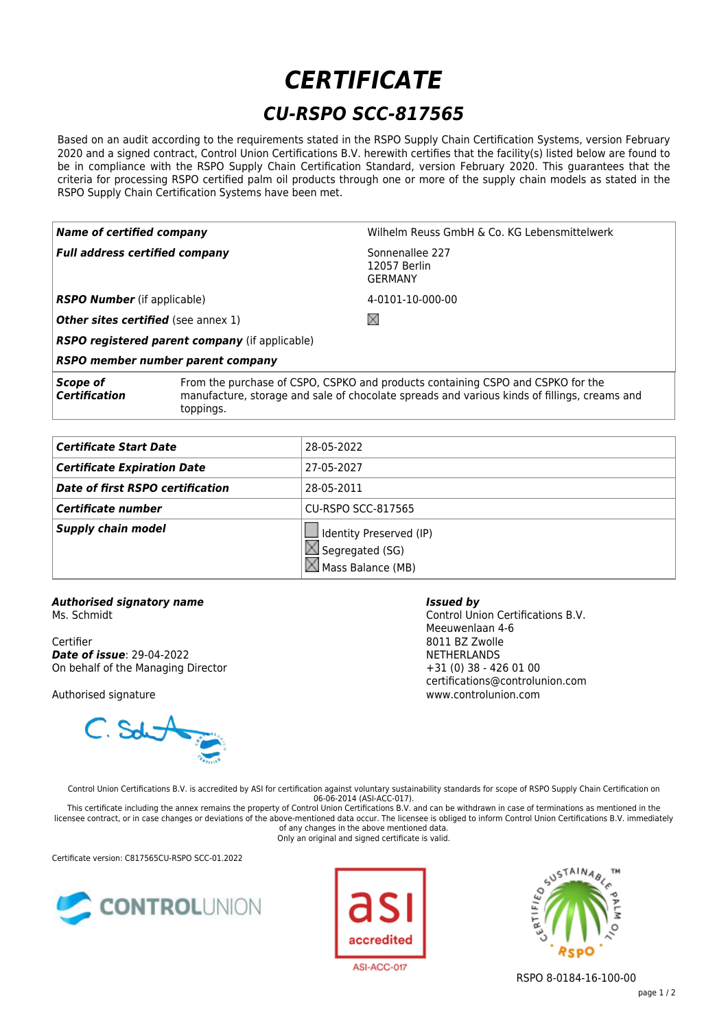# CERTIFICATE

## CU-RSPO SCC-817565

Based on an audit according to the requirements stated in the RSPO Supply Chain Certification Systems, version February 2020 and a signed contract, Control Union Certifications B.V. herewith certifies that the facility(s) listed below are found to be in compliance with the RSPO Supply Chain Certification Standard, version February 2020. This guarantees that the criteria for processing RSPO certified palm oil products through one or more of the supply chain models as stated in the RSPO Supply Chain Certification Systems have been met.

| | |
|---|---|
| ***Name of certified company*** | Wilhelm Reuss GmbH & Co. KG Lebensmittelwerk |
| ***Full address certified company*** | Sonnenallee 227<br>12057 Berlin<br>GERMANY |
| ***RSPO Number*** (if applicable) | 4-0101-10-000-00 |
| ***Other sites certified*** (see annex 1) | ☒ |
| ***RSPO registered parent company*** (if applicable) | |
| ***RSPO member number parent company*** | |
| ***Scope of Certification*** | From the purchase of CSPO, CSPKO and products containing CSPO and CSPKO for the manufacture, storage and sale of chocolate spreads and various kinds of fillings, creams and toppings. |

| | |
|---|---|
| ***Certificate Start Date*** | 28-05-2022 |
| ***Certificate Expiration Date*** | 27-05-2027 |
| ***Date of first RSPO certification*** | 28-05-2011 |
| ***Certificate number*** | CU-RSPO SCC-817565 |
| ***Supply chain model*** | ☐ Identity Preserved (IP)<br>☒ Segregated (SG)<br>☒ Mass Balance (MB) |

***Authorised signatory name***
Ms. Schmidt

Certifier
***Date of issue***: 29-04-2022
On behalf of the Managing Director

Authorised signature

***Issued by***
Control Union Certifications B.V.
Meeuwenlaan 4-6
8011 BZ Zwolle
NETHERLANDS
+31 (0) 38 - 426 01 00
certifications@controlunion.com
www.controlunion.com

Control Union Certifications B.V. is accredited by ASI for certification against voluntary sustainability standards for scope of RSPO Supply Chain Certification on 06-06-2014 (ASI-ACC-017).
This certificate including the annex remains the property of Control Union Certifications B.V. and can be withdrawn in case of terminations as mentioned in the licensee contract, or in case changes or deviations of the above-mentioned data occur. The licensee is obliged to inform Control Union Certifications B.V. immediately of any changes in the above mentioned data.
Only an original and signed certificate is valid.

Certificate version: C817565CU-RSPO SCC-01.2022

CONTROLUNION

asi accredited
ASI-ACC-017

RSPO 8-0184-16-100-00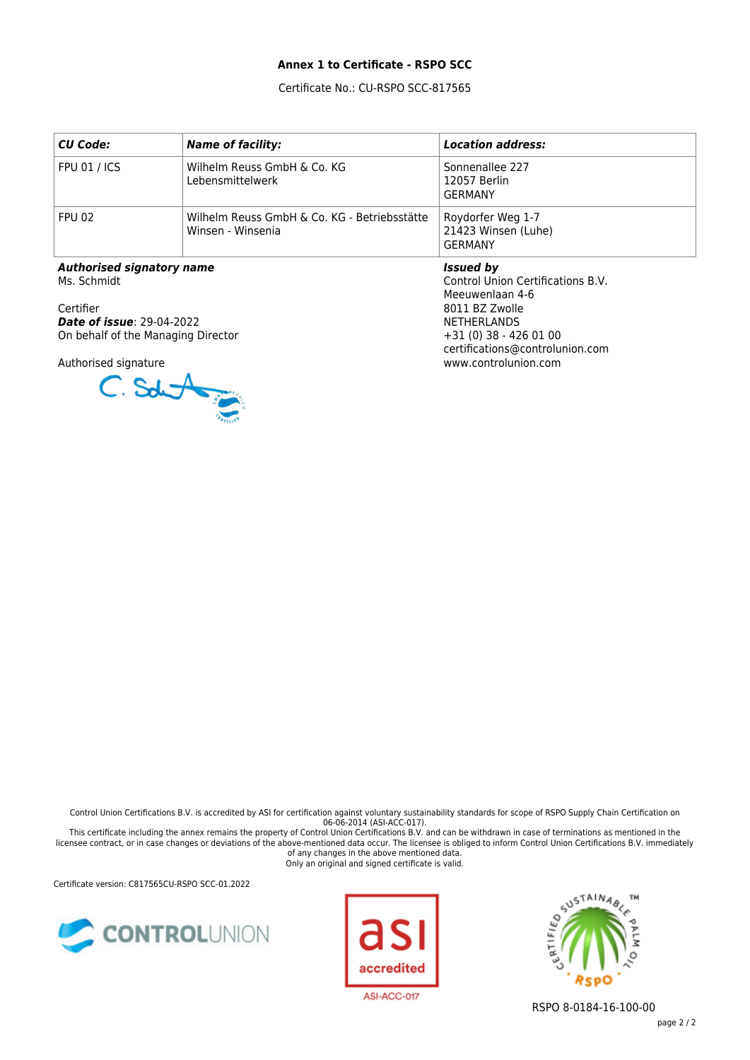### Annex 1 to Certificate - RSPO SCC

Certificate No.: CU-RSPO SCC-817565

| ***CU Code:*** | ***Name of facility:*** | ***Location address:*** |
| --- | --- | --- |
| FPU 01 / ICS | Wilhelm Reuss GmbH & Co. KG Lebensmittelwerk | Sonnenallee 227<br>12057 Berlin<br>GERMANY |
| FPU 02 | Wilhelm Reuss GmbH & Co. KG - Betriebsstätte Winsen - Winsenia | Roydorfer Weg 1-7<br>21423 Winsen (Luhe)<br>GERMANY |

***Authorised signatory name***
Ms. Schmidt

Certifier
***Date of issue***: 29-04-2022
On behalf of the Managing Director

Authorised signature

***Issued by***
Control Union Certifications B.V.
Meeuwenlaan 4-6
8011 BZ Zwolle
NETHERLANDS
+31 (0) 38 - 426 01 00
certifications@controlunion.com
www.controlunion.com

Control Union Certifications B.V. is accredited by ASI for certification against voluntary sustainability standards for scope of RSPO Supply Chain Certification on 06-06-2014 (ASI-ACC-017).
This certificate including the annex remains the property of Control Union Certifications B.V. and can be withdrawn in case of terminations as mentioned in the licensee contract, or in case changes or deviations of the above-mentioned data occur. The licensee is obliged to inform Control Union Certifications B.V. immediately of any changes in the above mentioned data.
Only an original and signed certificate is valid.

Certificate version: C817565CU-RSPO SCC-01.2022

ASI-ACC-017

RSPO 8-0184-16-100-00